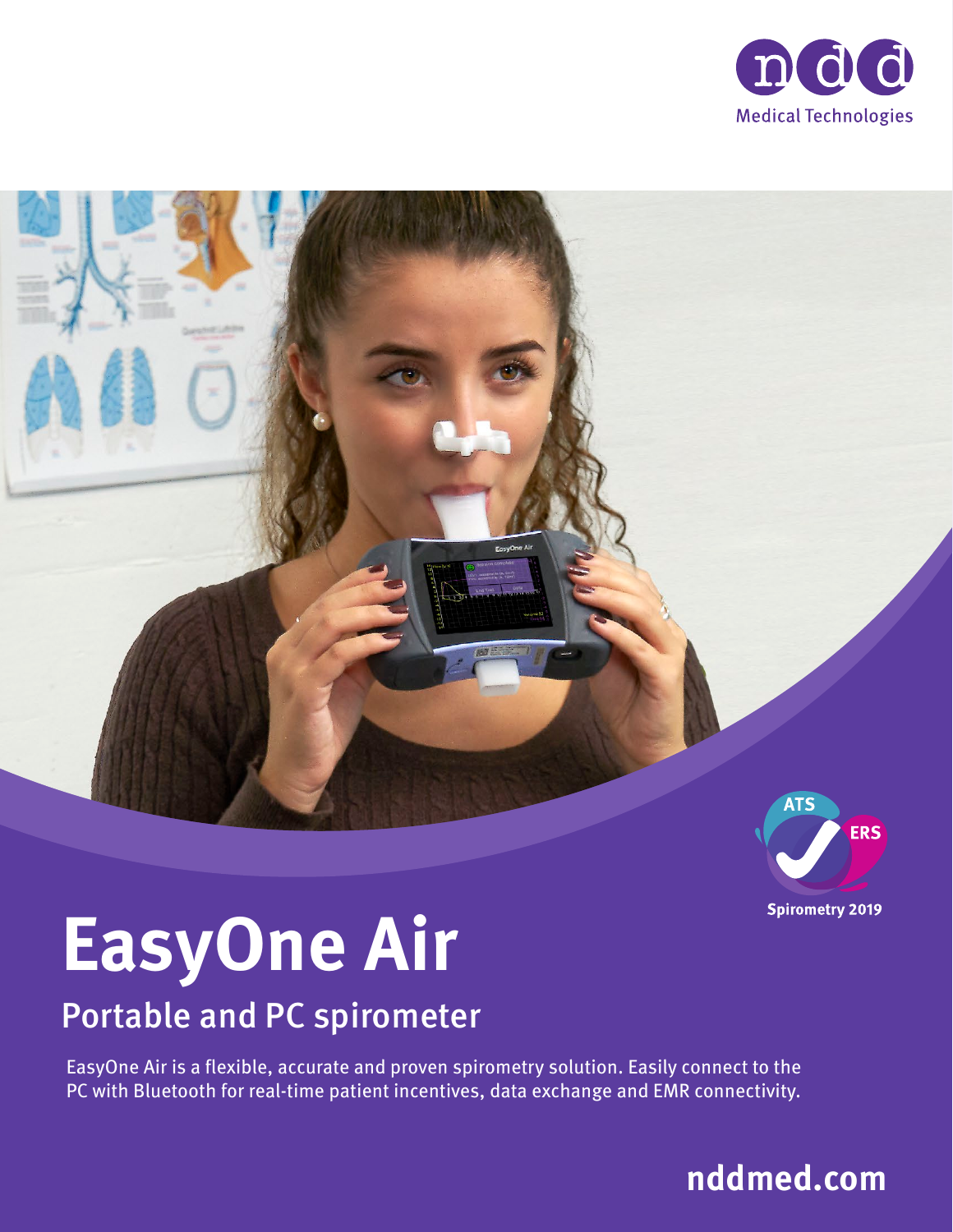ndd Medical Technologies

ATS ERS Spirometry 2019

# EasyOne Air

## Portable and PC spirometer

EasyOne Air is a flexible, accurate and proven spirometry solution. Easily connect to the PC with Bluetooth for real-time patient incentives, data exchange and EMR connectivity.

**nddmed.com**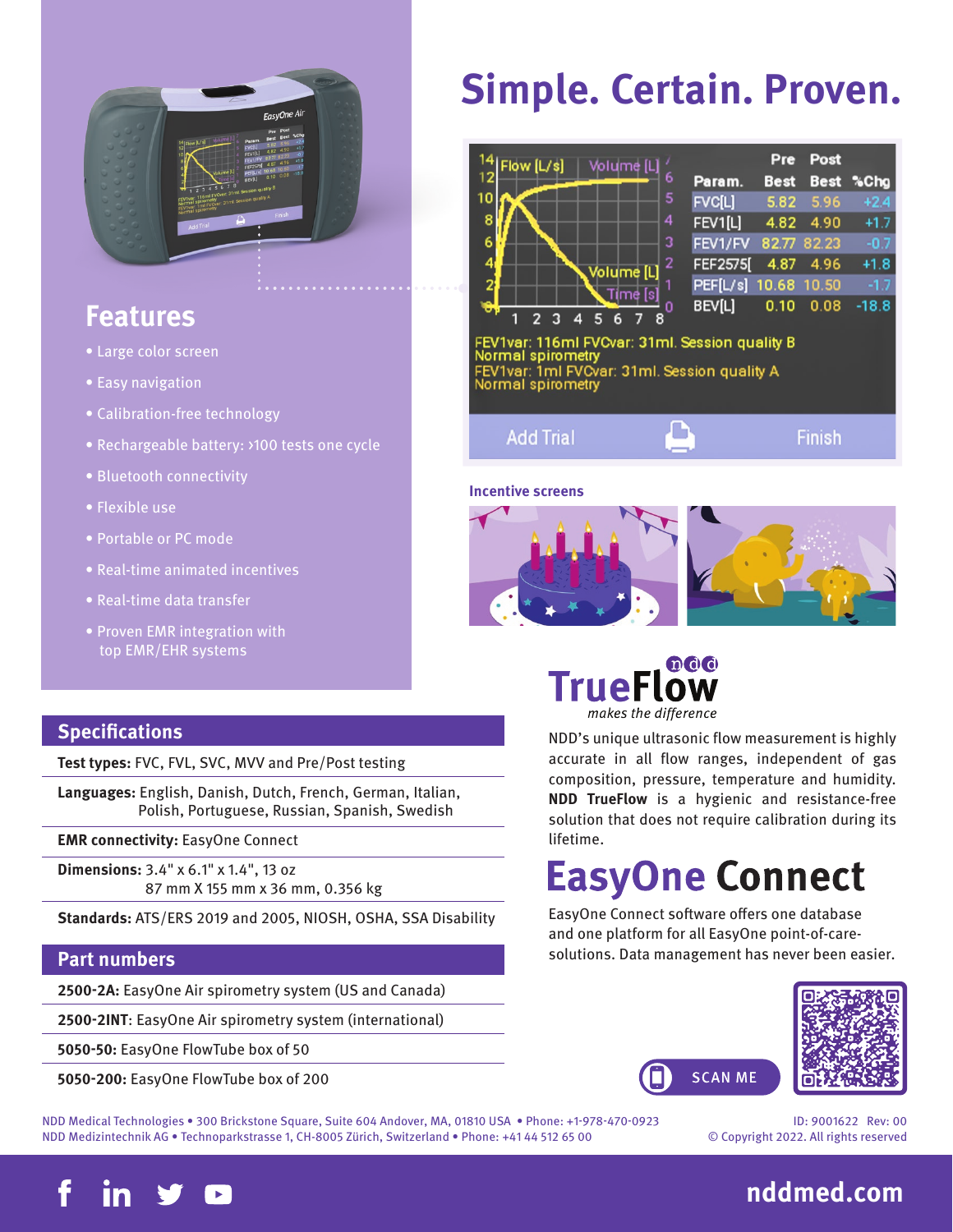# Simple. Certain. Proven.

## Features

- Large color screen
- Easy navigation
- Calibration-free technology
- Rechargeable battery: >100 tests one cycle
- Bluetooth connectivity
- Flexible use
- Portable or PC mode
- Real-time animated incentives
- Real-time data transfer
- Proven EMR integration with top EMR/EHR systems

Incentive screens

## Specifications

**Test types:** FVC, FVL, SVC, MVV and Pre/Post testing

**Languages**: English, Danish, Dutch, French, German, Italian, Polish, Portuguese, Russian, Spanish, Swedish

**EMR connectivity:** EasyOne Connect

**Dimensions:** 3.4" x 6.1" x 1.4", 13 oz
87 mm X 155 mm x 36 mm, 0.356 kg

**Standards:** ATS/ERS 2019 and 2005, NIOSH, OSHA, SSA Disability

## Part numbers

**2500-2A:** EasyOne Air spirometry system (US and Canada)

**2500-2INT**: EasyOne Air spirometry system (international)

**5050-50:** EasyOne FlowTube box of 50

**5050-200:** EasyOne FlowTube box of 200

## TrueFlow

*makes the difference*

NDD's unique ultrasonic flow measurement is highly accurate in all flow ranges, independent of gas composition, pressure, temperature and humidity. **NDD TrueFlow** is a hygienic and resistance-free solution that does not require calibration during its lifetime.

## EasyOne Connect

EasyOne Connect software offers one database and one platform for all EasyOne point-of-care-solutions. Data management has never been easier.

SCAN ME

NDD Medical Technologies • 300 Brickstone Square, Suite 604 Andover, MA, 01810 USA • Phone: +1-978-470-0923
NDD Medizintechnik AG • Technoparkstrasse 1, CH-8005 Zürich, Switzerland • Phone: +41 44 512 65 00

ID: 9001622 Rev: 00
© Copyright 2022. All rights reserved

nddmed.com